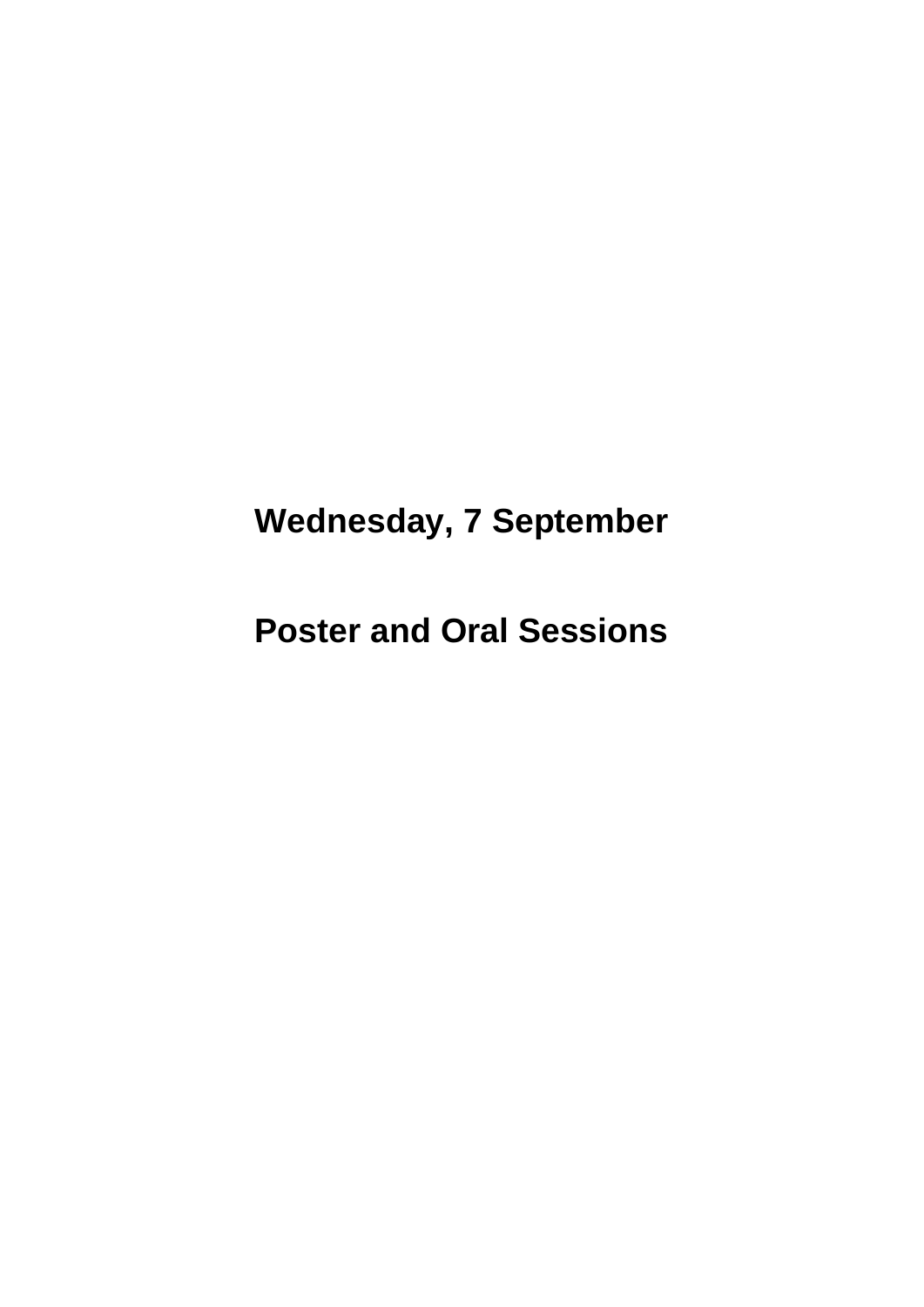# Wednesday, 7 September

# Poster and Oral Sessions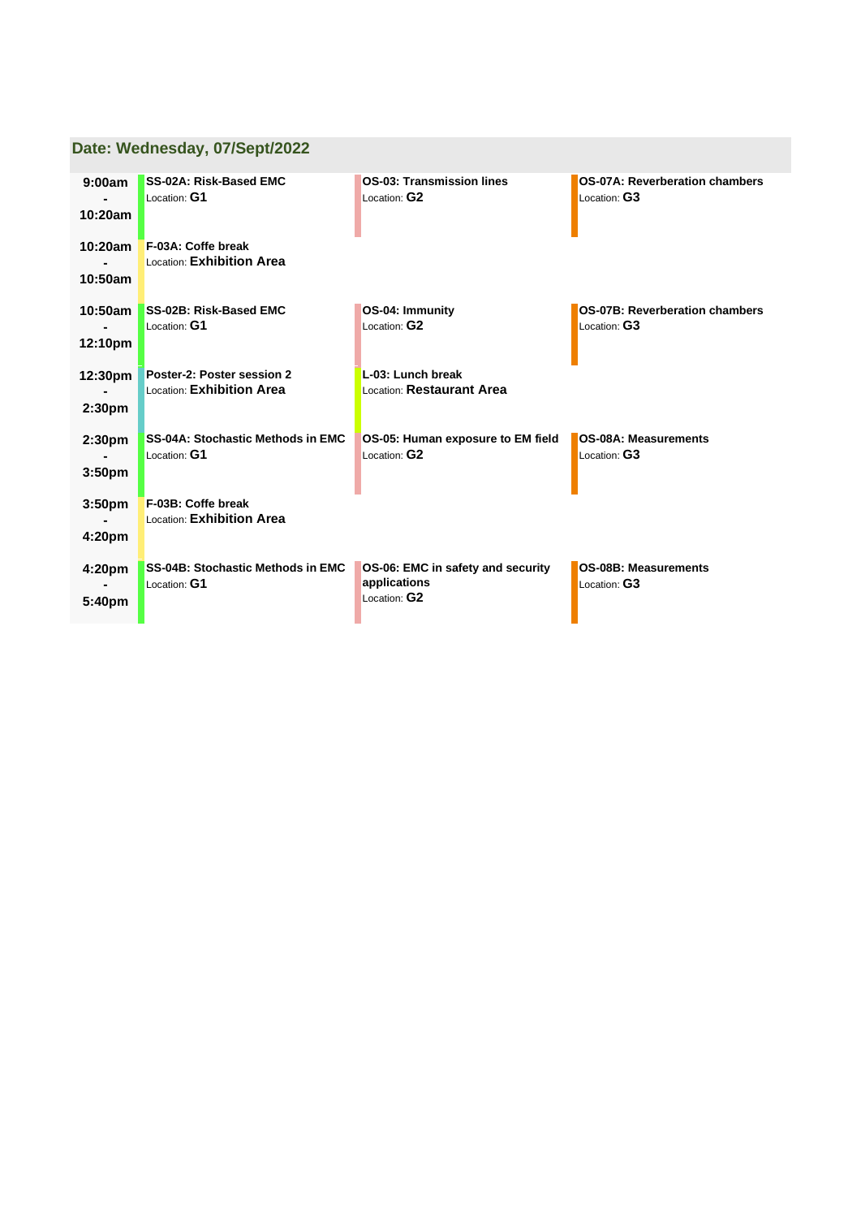## Date: Wednesday, 07/Sept/2022

| | | | |
|---|---|---|---|
| 9:00am - 10:20am | **SS-02A: Risk-Based EMC** Location: **G1** | **OS-03: Transmission lines** Location: **G2** | **OS-07A: Reverberation chambers** Location: **G3** |
| 10:20am - 10:50am | **F-03A: Coffe break** Location: **Exhibition Area** | | |
| 10:50am - 12:10pm | **SS-02B: Risk-Based EMC** Location: **G1** | **OS-04: Immunity** Location: **G2** | **OS-07B: Reverberation chambers** Location: **G3** |
| 12:30pm - 2:30pm | **Poster-2: Poster session 2** Location: **Exhibition Area** | **L-03: Lunch break** Location: **Restaurant Area** | |
| 2:30pm - 3:50pm | **SS-04A: Stochastic Methods in EMC** Location: **G1** | **OS-05: Human exposure to EM field** Location: **G2** | **OS-08A: Measurements** Location: **G3** |
| 3:50pm - 4:20pm | **F-03B: Coffe break** Location: **Exhibition Area** | | |
| 4:20pm - 5:40pm | **SS-04B: Stochastic Methods in EMC** Location: **G1** | **OS-06: EMC in safety and security applications** Location: **G2** | **OS-08B: Measurements** Location: **G3** |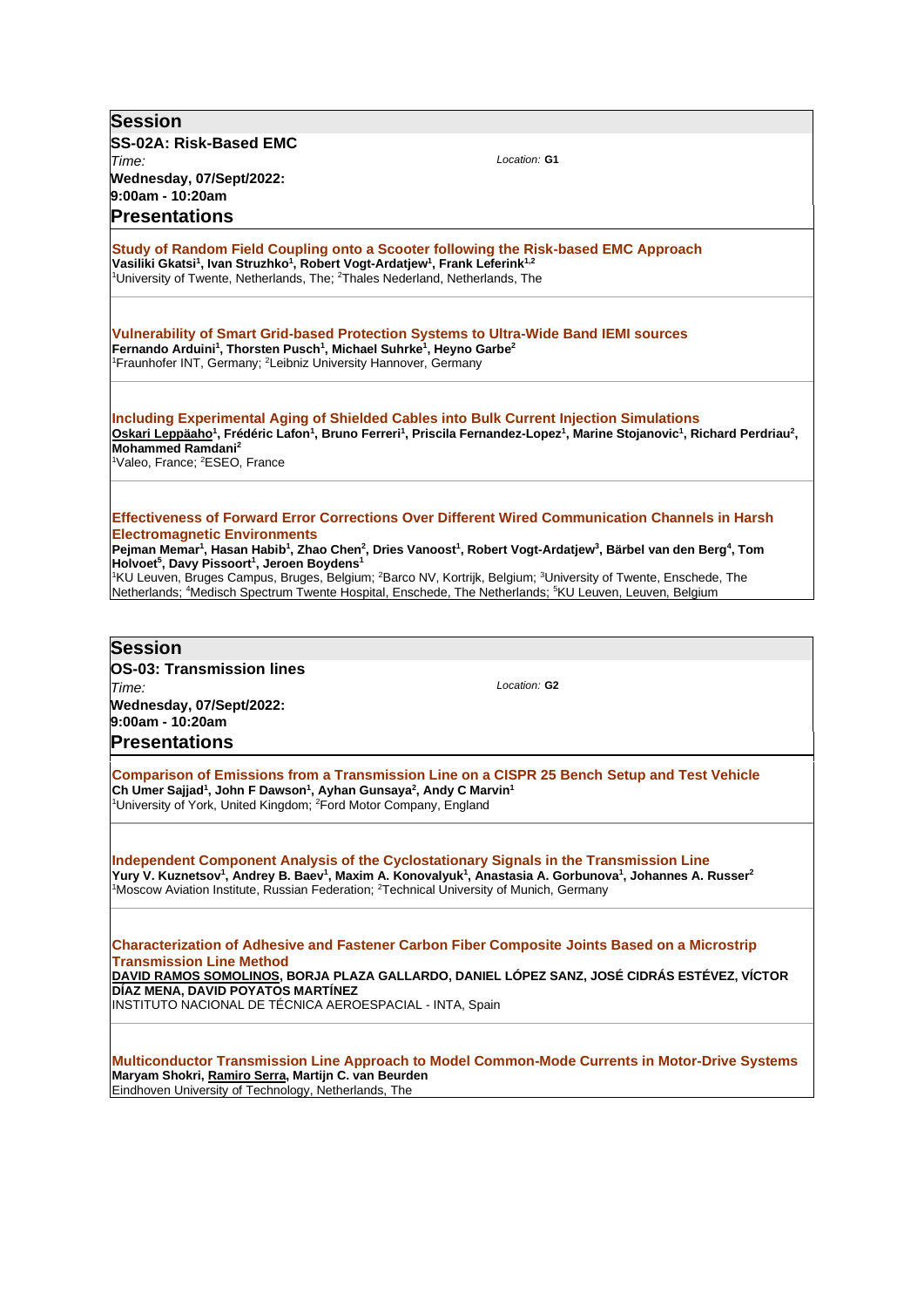## Session

**SS-02A: Risk-Based EMC**

*Time:* **Wednesday, 07/Sept/2022: 9:00am - 10:20am**

*Location:* **G1**

### Presentations

**Study of Random Field Coupling onto a Scooter following the Risk-based EMC Approach**
**Vasiliki Gkatsi[1], Ivan Struzhko[1], Robert Vogt-Ardatjew[1], Frank Leferink[1,2]**
[1]University of Twente, Netherlands, The; [2]Thales Nederland, Netherlands, The

**Vulnerability of Smart Grid-based Protection Systems to Ultra-Wide Band IEMI sources**
**Fernando Arduini[1], Thorsten Pusch[1], Michael Suhrke[1], Heyno Garbe[2]**
[1]Fraunhofer INT, Germany; [2]Leibniz University Hannover, Germany

**Including Experimental Aging of Shielded Cables into Bulk Current Injection Simulations**
**Oskari Leppäaho[1], Frédéric Lafon[1], Bruno Ferreri[1], Priscila Fernandez-Lopez[1], Marine Stojanovic[1], Richard Perdriau[2], Mohammed Ramdani[2]**
[1]Valeo, France; [2]ESEO, France

**Effectiveness of Forward Error Corrections Over Different Wired Communication Channels in Harsh Electromagnetic Environments**
**Pejman Memar[1], Hasan Habib[1], Zhao Chen[2], Dries Vanoost[1], Robert Vogt-Ardatjew[3], Bärbel van den Berg[4], Tom Holvoet[5], Davy Pissoort[1], Jeroen Boydens[1]**
[1]KU Leuven, Bruges Campus, Bruges, Belgium; [2]Barco NV, Kortrijk, Belgium; [3]University of Twente, Enschede, The Netherlands; [4]Medisch Spectrum Twente Hospital, Enschede, The Netherlands; [5]KU Leuven, Leuven, Belgium

## Session

**OS-03: Transmission lines**

*Time:* **Wednesday, 07/Sept/2022: 9:00am - 10:20am**

*Location:* **G2**

### Presentations

**Comparison of Emissions from a Transmission Line on a CISPR 25 Bench Setup and Test Vehicle**
**Ch Umer Sajjad[1], John F Dawson[1], Ayhan Gunsaya[2], Andy C Marvin[1]**
[1]University of York, United Kingdom; [2]Ford Motor Company, England

**Independent Component Analysis of the Cyclostationary Signals in the Transmission Line**
**Yury V. Kuznetsov[1], Andrey B. Baev[1], Maxim A. Konovalyuk[1], Anastasia A. Gorbunova[1], Johannes A. Russer[2]**
[1]Moscow Aviation Institute, Russian Federation; [2]Technical University of Munich, Germany

**Characterization of Adhesive and Fastener Carbon Fiber Composite Joints Based on a Microstrip Transmission Line Method**
**DAVID RAMOS SOMOLINOS, BORJA PLAZA GALLARDO, DANIEL LÓPEZ SANZ, JOSÉ CIDRÁS ESTÉVEZ, VÍCTOR DÍAZ MENA, DAVID POYATOS MARTÍNEZ**
INSTITUTO NACIONAL DE TÉCNICA AEROESPACIAL - INTA, Spain

**Multiconductor Transmission Line Approach to Model Common-Mode Currents in Motor-Drive Systems**
**Maryam Shokri, Ramiro Serra, Martijn C. van Beurden**
Eindhoven University of Technology, Netherlands, The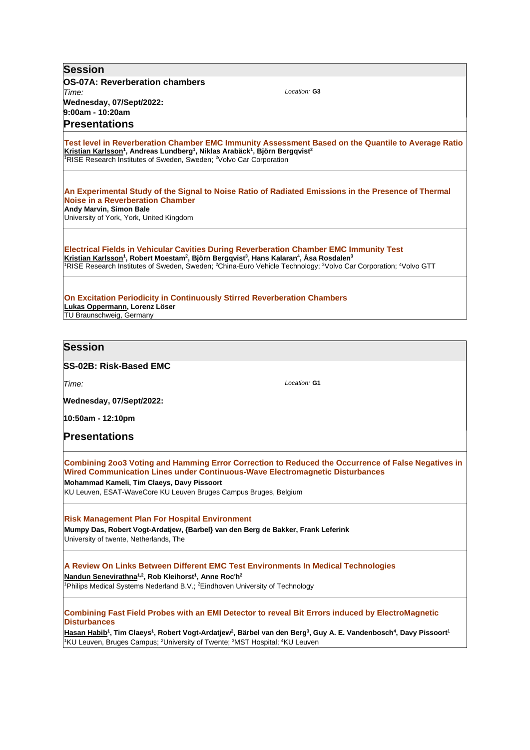## Session

**OS-07A: Reverberation chambers**

*Time:* **Wednesday, 07/Sept/2022: 9:00am - 10:20am**

*Location:* **G3**

### Presentations

**Test level in Reverberation Chamber EMC Immunity Assessment Based on the Quantile to Average Ratio**

**Kristian Karlsson[1], Andreas Lundberg[1], Niklas Arabäck[1], Björn Bergqvist[2]**

[1]RISE Research Institutes of Sweden, Sweden; [2]Volvo Car Corporation

**An Experimental Study of the Signal to Noise Ratio of Radiated Emissions in the Presence of Thermal Noise in a Reverberation Chamber**

**Andy Marvin, Simon Bale**

University of York, York, United Kingdom

**Electrical Fields in Vehicular Cavities During Reverberation Chamber EMC Immunity Test**

**Kristian Karlsson[1], Robert Moestam[2], Björn Bergqvist[3], Hans Kalaran[4], Åsa Rosdalen[3]**

[1]RISE Research Institutes of Sweden, Sweden; [2]China-Euro Vehicle Technology; [3]Volvo Car Corporation; [4]Volvo GTT

**On Excitation Periodicity in Continuously Stirred Reverberation Chambers**

**Lukas Oppermann, Lorenz Löser**

TU Braunschweig, Germany

## Session

**SS-02B: Risk-Based EMC**

*Time:* **Wednesday, 07/Sept/2022: 10:50am - 12:10pm**

*Location:* **G1**

### Presentations

**Combining 2oo3 Voting and Hamming Error Correction to Reduced the Occurrence of False Negatives in Wired Communication Lines under Continuous-Wave Electromagnetic Disturbances**

**Mohammad Kameli, Tim Claeys, Davy Pissoort**

KU Leuven, ESAT-WaveCore KU Leuven Bruges Campus Bruges, Belgium

**Risk Management Plan For Hospital Environment**

**Mumpy Das, Robert Vogt-Ardatjew, {Barbel} van den Berg de Bakker, Frank Leferink**

University of twente, Netherlands, The

**A Review On Links Between Different EMC Test Environments In Medical Technologies**

**Nandun Senevirathna[1,2], Rob Kleihorst[1], Anne Roc'h[2]**

[1]Philips Medical Systems Nederland B.V.; [2]Eindhoven University of Technology

**Combining Fast Field Probes with an EMI Detector to reveal Bit Errors induced by ElectroMagnetic Disturbances**

**Hasan Habib[1], Tim Claeys[1], Robert Vogt-Ardatjew[2], Bärbel van den Berg[3], Guy A. E. Vandenbosch[4], Davy Pissoort[1]**

[1]KU Leuven, Bruges Campus; [2]University of Twente; [3]MST Hospital; [4]KU Leuven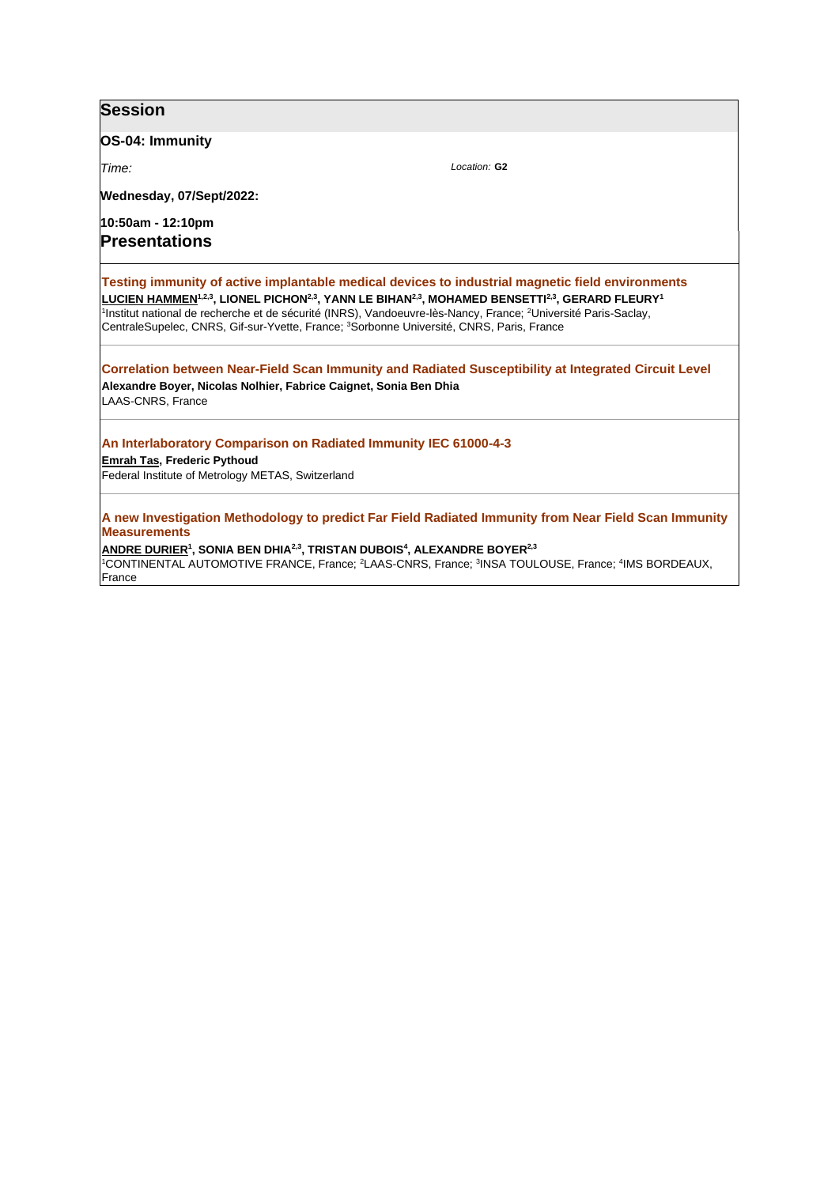## Session

**OS-04: Immunity**

*Time:* *Location:* **G2**

**Wednesday, 07/Sept/2022:**

**10:50am - 12:10pm**

## Presentations

### Testing immunity of active implantable medical devices to industrial magnetic field environments

**LUCIEN HAMMEN[1,2,3], LIONEL PICHON[2,3], YANN LE BIHAN[2,3], MOHAMED BENSETTI[2,3], GERARD FLEURY[1]**

[1]Institut national de recherche et de sécurité (INRS), Vandoeuvre-lès-Nancy, France; [2]Université Paris-Saclay, CentraleSupelec, CNRS, Gif-sur-Yvette, France; [3]Sorbonne Université, CNRS, Paris, France

### Correlation between Near-Field Scan Immunity and Radiated Susceptibility at Integrated Circuit Level

**Alexandre Boyer, Nicolas Nolhier, Fabrice Caignet, Sonia Ben Dhia**

LAAS-CNRS, France

### An Interlaboratory Comparison on Radiated Immunity IEC 61000-4-3

**Emrah Tas, Frederic Pythoud**

Federal Institute of Metrology METAS, Switzerland

### A new Investigation Methodology to predict Far Field Radiated Immunity from Near Field Scan Immunity Measurements

**ANDRE DURIER[1], SONIA BEN DHIA[2,3], TRISTAN DUBOIS[4], ALEXANDRE BOYER[2,3]**

[1]CONTINENTAL AUTOMOTIVE FRANCE, France; [2]LAAS-CNRS, France; [3]INSA TOULOUSE, France; [4]IMS BORDEAUX, France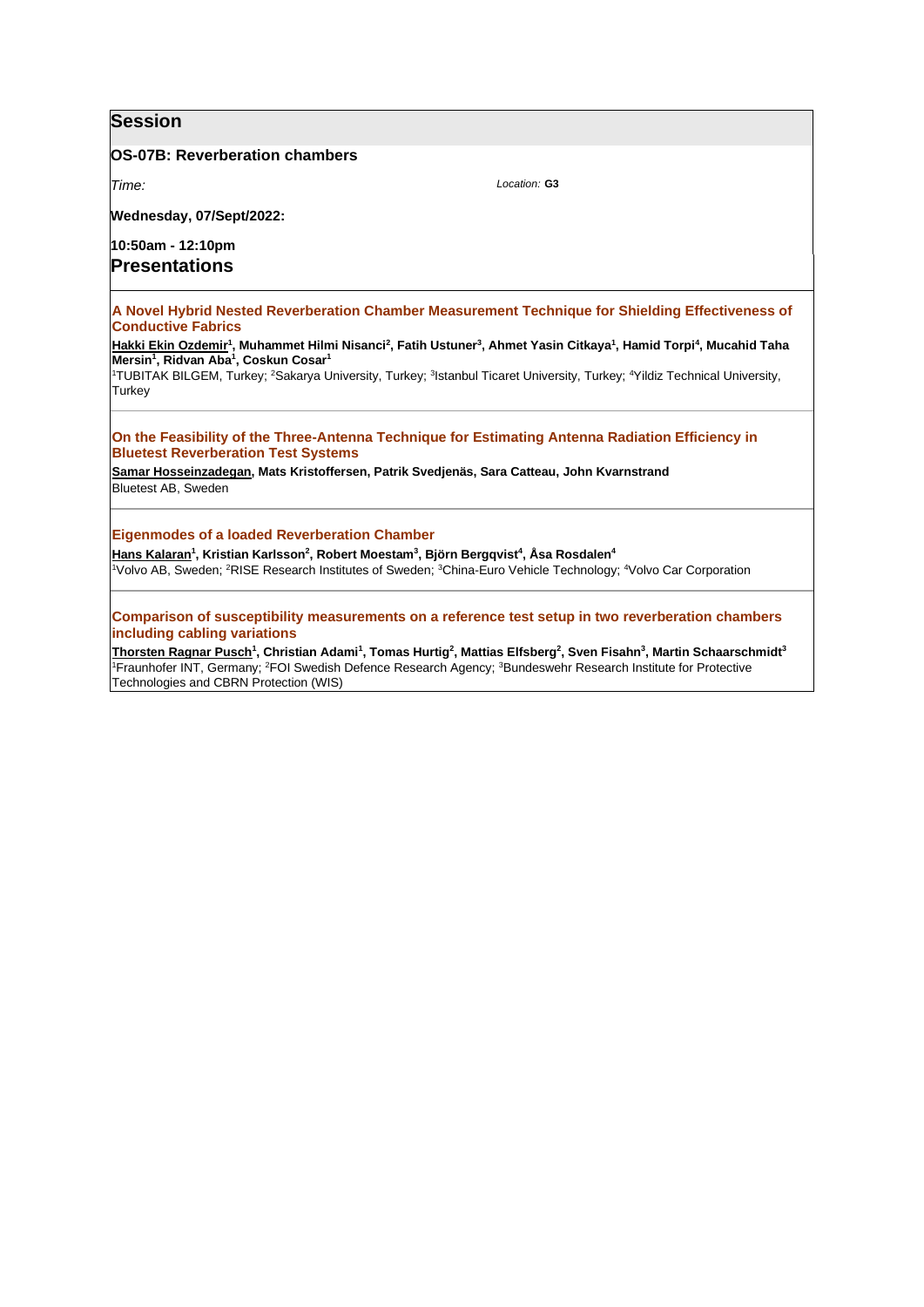## Session

**OS-07B: Reverberation chambers**

*Time:* **Wednesday, 07/Sept/2022: 10:50am - 12:10pm**

*Location:* **G3**

## Presentations

### A Novel Hybrid Nested Reverberation Chamber Measurement Technique for Shielding Effectiveness of Conductive Fabrics

**Hakki Ekin Ozdemir[1], Muhammet Hilmi Nisanci[2], Fatih Ustuner[3], Ahmet Yasin Citkaya[1], Hamid Torpi[4], Mucahid Taha Mersin[1], Ridvan Aba[1], Coskun Cosar[1]**

[1]TUBITAK BILGEM, Turkey; [2]Sakarya University, Turkey; [3]Istanbul Ticaret University, Turkey; [4]Yildiz Technical University, Turkey

### On the Feasibility of the Three-Antenna Technique for Estimating Antenna Radiation Efficiency in Bluetest Reverberation Test Systems

**Samar Hosseinzadegan, Mats Kristoffersen, Patrik Svedjenäs, Sara Catteau, John Kvarnstrand**

Bluetest AB, Sweden

### Eigenmodes of a loaded Reverberation Chamber

**Hans Kalaran[1], Kristian Karlsson[2], Robert Moestam[3], Björn Bergqvist[4], Åsa Rosdalen[4]**

[1]Volvo AB, Sweden; [2]RISE Research Institutes of Sweden; [3]China-Euro Vehicle Technology; [4]Volvo Car Corporation

### Comparison of susceptibility measurements on a reference test setup in two reverberation chambers including cabling variations

**Thorsten Ragnar Pusch[1], Christian Adami[1], Tomas Hurtig[2], Mattias Elfsberg[2], Sven Fisahn[3], Martin Schaarschmidt[3]**

[1]Fraunhofer INT, Germany; [2]FOI Swedish Defence Research Agency; [3]Bundeswehr Research Institute for Protective Technologies and CBRN Protection (WIS)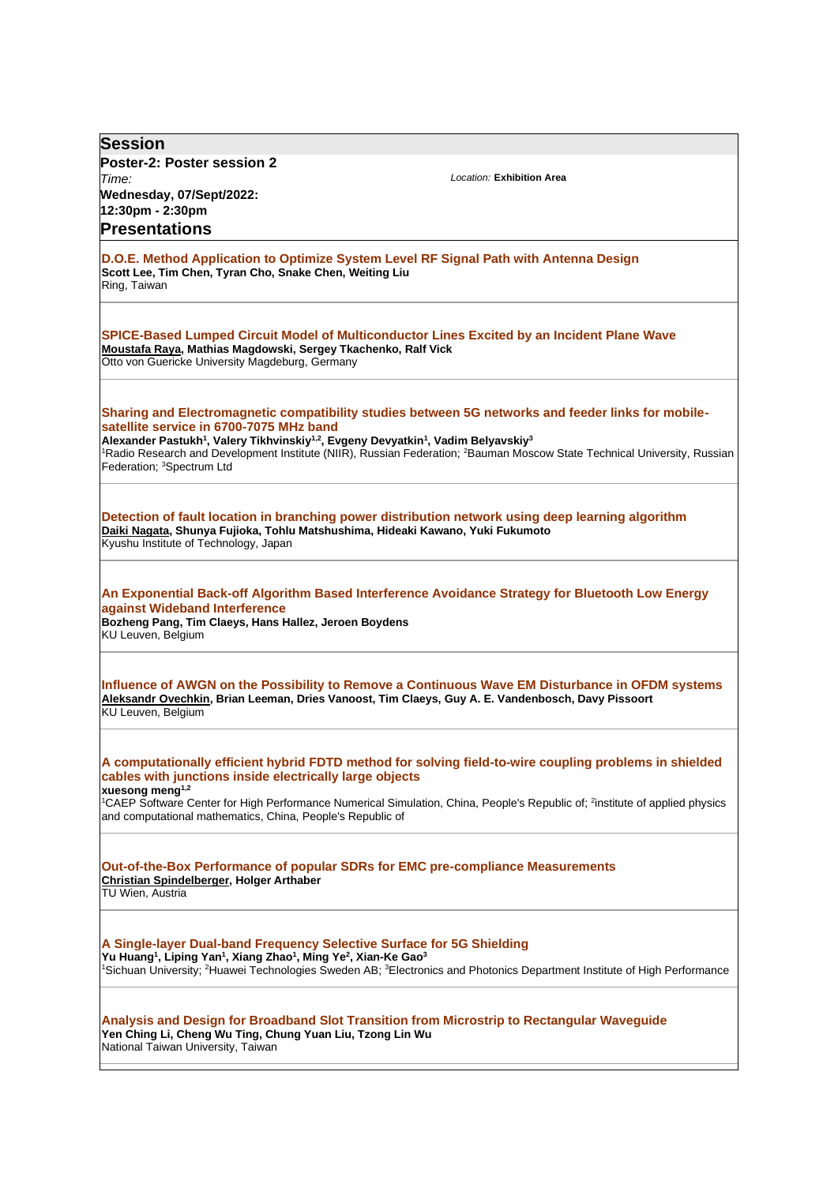## Session

**Poster-2: Poster session 2**

*Time:* **Wednesday, 07/Sept/2022: 12:30pm - 2:30pm**

*Location:* **Exhibition Area**

## Presentations

### D.O.E. Method Application to Optimize System Level RF Signal Path with Antenna Design

**Scott Lee, Tim Chen, Tyran Cho, Snake Chen, Weiting Liu**
Ring, Taiwan

### SPICE-Based Lumped Circuit Model of Multiconductor Lines Excited by an Incident Plane Wave

**Moustafa Raya, Mathias Magdowski, Sergey Tkachenko, Ralf Vick**
Otto von Guericke University Magdeburg, Germany

### Sharing and Electromagnetic compatibility studies between 5G networks and feeder links for mobile-satellite service in 6700-7075 MHz band

**Alexander Pastukh[1], Valery Tikhvinskiy[1,2], Evgeny Devyatkin[1], Vadim Belyavskiy[3]**
[1]Radio Research and Development Institute (NIIR), Russian Federation; [2]Bauman Moscow State Technical University, Russian Federation; [3]Spectrum Ltd

### Detection of fault location in branching power distribution network using deep learning algorithm

**Daiki Nagata, Shunya Fujioka, Tohlu Matshushima, Hideaki Kawano, Yuki Fukumoto**
Kyushu Institute of Technology, Japan

### An Exponential Back-off Algorithm Based Interference Avoidance Strategy for Bluetooth Low Energy against Wideband Interference

**Bozheng Pang, Tim Claeys, Hans Hallez, Jeroen Boydens**
KU Leuven, Belgium

### Influence of AWGN on the Possibility to Remove a Continuous Wave EM Disturbance in OFDM systems

**Aleksandr Ovechkin, Brian Leeman, Dries Vanoost, Tim Claeys, Guy A. E. Vandenbosch, Davy Pissoort**
KU Leuven, Belgium

### A computationally efficient hybrid FDTD method for solving field-to-wire coupling problems in shielded cables with junctions inside electrically large objects

**xuesong meng[1,2]**
[1]CAEP Software Center for High Performance Numerical Simulation, China, People's Republic of; [2]institute of applied physics and computational mathematics, China, People's Republic of

### Out-of-the-Box Performance of popular SDRs for EMC pre-compliance Measurements

**Christian Spindelberger, Holger Arthaber**
TU Wien, Austria

### A Single-layer Dual-band Frequency Selective Surface for 5G Shielding

**Yu Huang[1], Liping Yan[1], Xiang Zhao[1], Ming Ye[2], Xian-Ke Gao[3]**
[1]Sichuan University; [2]Huawei Technologies Sweden AB; [3]Electronics and Photonics Department Institute of High Performance

### Analysis and Design for Broadband Slot Transition from Microstrip to Rectangular Waveguide

**Yen Ching Li, Cheng Wu Ting, Chung Yuan Liu, Tzong Lin Wu**
National Taiwan University, Taiwan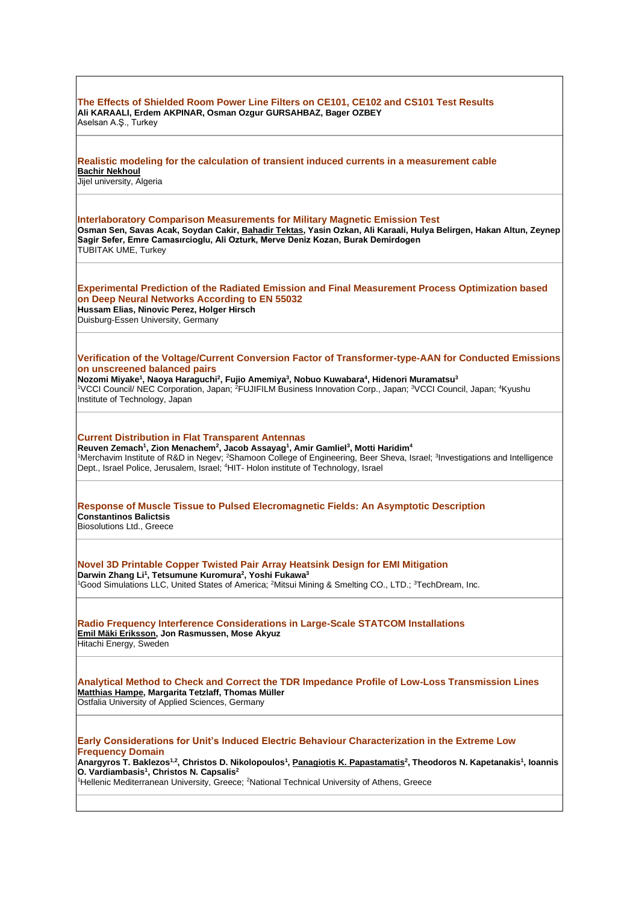### The Effects of Shielded Room Power Line Filters on CE101, CE102 and CS101 Test Results

**Ali KARAALI, Erdem AKPINAR, Osman Ozgur GURSAHBAZ, Bager OZBEY**

Aselsan A.Ş., Turkey

---

### Realistic modeling for the calculation of transient induced currents in a measurement cable

**Bachir Nekhoul**

Jijel university, Algeria

---

### Interlaboratory Comparison Measurements for Military Magnetic Emission Test

**Osman Sen, Savas Acak, Soydan Cakir, Bahadir Tektas, Yasin Ozkan, Ali Karaali, Hulya Belirgen, Hakan Altun, Zeynep Sagir Sefer, Emre Camasırcioglu, Ali Ozturk, Merve Deniz Kozan, Burak Demirdogen**

TUBITAK UME, Turkey

---

### Experimental Prediction of the Radiated Emission and Final Measurement Process Optimization based on Deep Neural Networks According to EN 55032

**Hussam Elias, Ninovic Perez, Holger Hirsch**

Duisburg-Essen University, Germany

---

### Verification of the Voltage/Current Conversion Factor of Transformer-type-AAN for Conducted Emissions on unscreened balanced pairs

**Nozomi Miyake[1], Naoya Haraguchi[2], Fujio Amemiya[3], Nobuo Kuwabara[4], Hidenori Muramatsu[3]**

[1]VCCI Council/ NEC Corporation, Japan; [2]FUJIFILM Business Innovation Corp., Japan; [3]VCCI Council, Japan; [4]Kyushu Institute of Technology, Japan

---

### Current Distribution in Flat Transparent Antennas

**Reuven Zemach[1], Zion Menachem[2], Jacob Assayag[1], Amir Gamliel[3], Motti Haridim[4]**

[1]Merchavim Institute of R&D in Negev; [2]Shamoon College of Engineering, Beer Sheva, Israel; [3]Investigations and Intelligence Dept., Israel Police, Jerusalem, Israel; [4]HIT- Holon institute of Technology, Israel

---

### Response of Muscle Tissue to Pulsed Elecromagnetic Fields: An Asymptotic Description

**Constantinos Balictsis**

Biosolutions Ltd., Greece

---

### Novel 3D Printable Copper Twisted Pair Array Heatsink Design for EMI Mitigation

**Darwin Zhang Li[1], Tetsumune Kuromura[2], Yoshi Fukawa[3]**

[1]Good Simulations LLC, United States of America; [2]Mitsui Mining & Smelting CO., LTD.; [3]TechDream, Inc.

---

### Radio Frequency Interference Considerations in Large-Scale STATCOM Installations

**Emil Mäki Eriksson, Jon Rasmussen, Mose Akyuz**

Hitachi Energy, Sweden

---

### Analytical Method to Check and Correct the TDR Impedance Profile of Low-Loss Transmission Lines

**Matthias Hampe, Margarita Tetzlaff, Thomas Müller**

Ostfalia University of Applied Sciences, Germany

---

### Early Considerations for Unit's Induced Electric Behaviour Characterization in the Extreme Low Frequency Domain

**Anargyros T. Baklezos[1,2], Christos D. Nikolopoulos[1], Panagiotis K. Papastamatis[2], Theodoros N. Kapetanakis[1], Ioannis O. Vardiambasis[1], Christos N. Capsalis[2]**

[1]Hellenic Mediterranean University, Greece; [2]National Technical University of Athens, Greece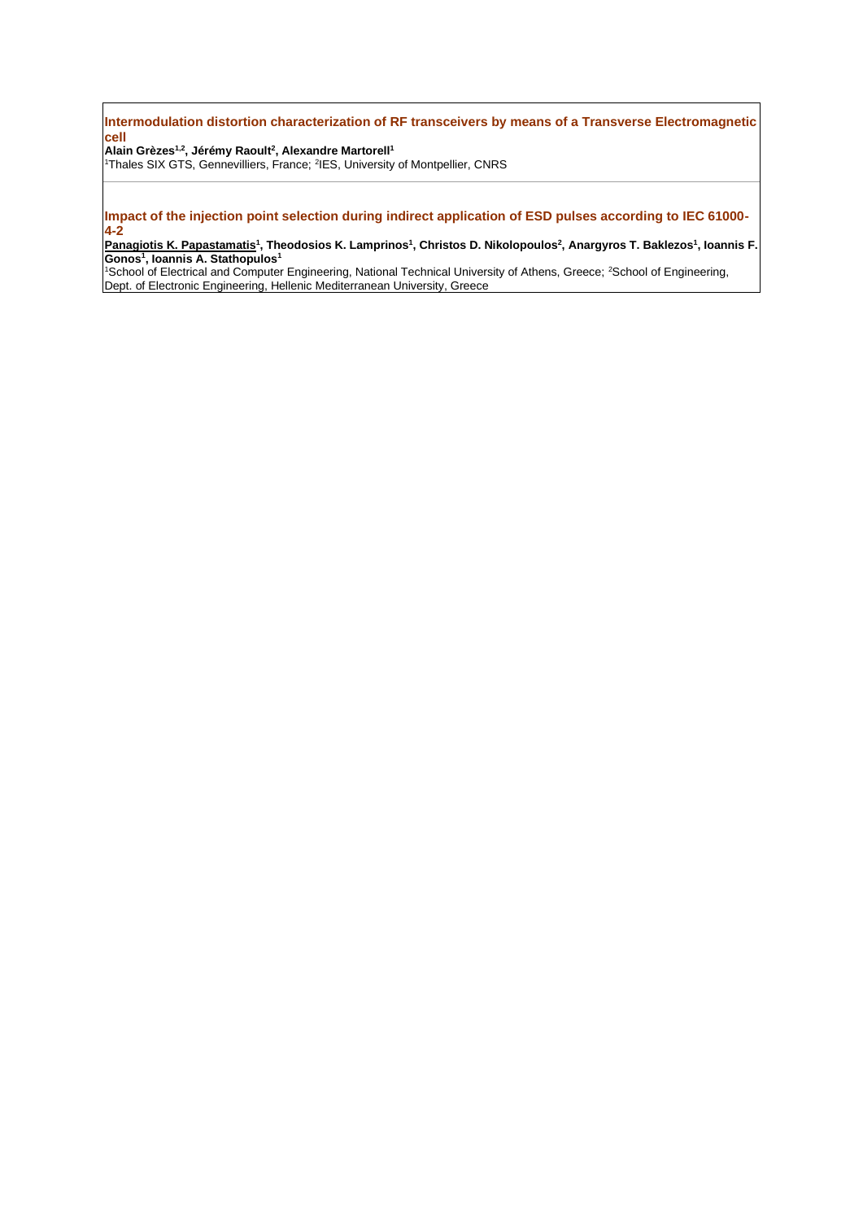### Intermodulation distortion characterization of RF transceivers by means of a Transverse Electromagnetic cell

**Alain Grèzes[1,2], Jérémy Raoult[2], Alexandre Martorell[1]**

[1]Thales SIX GTS, Gennevilliers, France; [2]IES, University of Montpellier, CNRS

---

### Impact of the injection point selection during indirect application of ESD pulses according to IEC 61000-4-2

**Panagiotis K. Papastamatis[1], Theodosios K. Lamprinos[1], Christos D. Nikolopoulos[2], Anargyros T. Baklezos[1], Ioannis F. Gonos[1], Ioannis A. Stathopulos[1]**

[1]School of Electrical and Computer Engineering, National Technical University of Athens, Greece; [2]School of Engineering, Dept. of Electronic Engineering, Hellenic Mediterranean University, Greece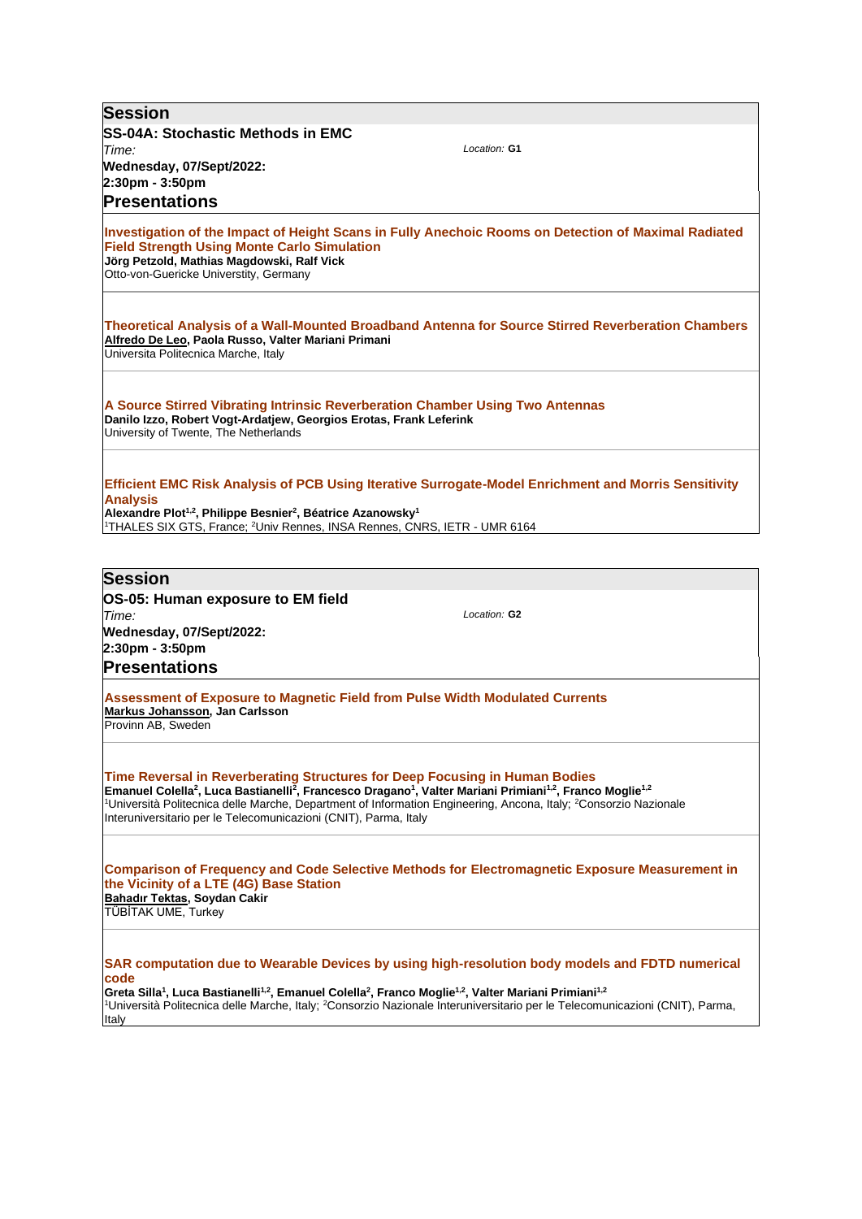## Session

**SS-04A: Stochastic Methods in EMC**

*Time:* **Wednesday, 07/Sept/2022: 2:30pm - 3:50pm**

*Location:* **G1**

### Presentations

**Investigation of the Impact of Height Scans in Fully Anechoic Rooms on Detection of Maximal Radiated Field Strength Using Monte Carlo Simulation**
**Jörg Petzold, Mathias Magdowski, Ralf Vick**
Otto-von-Guericke Universtity, Germany

**Theoretical Analysis of a Wall-Mounted Broadband Antenna for Source Stirred Reverberation Chambers**
**Alfredo De Leo, Paola Russo, Valter Mariani Primani**
Universita Politecnica Marche, Italy

**A Source Stirred Vibrating Intrinsic Reverberation Chamber Using Two Antennas**
**Danilo Izzo, Robert Vogt-Ardatjew, Georgios Erotas, Frank Leferink**
University of Twente, The Netherlands

**Efficient EMC Risk Analysis of PCB Using Iterative Surrogate-Model Enrichment and Morris Sensitivity Analysis**
**Alexandre Plot[1,2], Philippe Besnier[2], Béatrice Azanowsky[1]**
[1]THALES SIX GTS, France; [2]Univ Rennes, INSA Rennes, CNRS, IETR - UMR 6164

## Session

**OS-05: Human exposure to EM field**

*Time:* **Wednesday, 07/Sept/2022: 2:30pm - 3:50pm**

*Location:* **G2**

### Presentations

**Assessment of Exposure to Magnetic Field from Pulse Width Modulated Currents**
**Markus Johansson, Jan Carlsson**
Provinn AB, Sweden

**Time Reversal in Reverberating Structures for Deep Focusing in Human Bodies**
**Emanuel Colella[2], Luca Bastianelli[2], Francesco Dragano[1], Valter Mariani Primiani[1,2], Franco Moglie[1,2]**
[1]Università Politecnica delle Marche, Department of Information Engineering, Ancona, Italy; [2]Consorzio Nazionale Interuniversitario per le Telecomunicazioni (CNIT), Parma, Italy

**Comparison of Frequency and Code Selective Methods for Electromagnetic Exposure Measurement in the Vicinity of a LTE (4G) Base Station**
**Bahadır Tektas, Soydan Cakir**
TÜBİTAK UME, Turkey

**SAR computation due to Wearable Devices by using high-resolution body models and FDTD numerical code**
**Greta Silla[1], Luca Bastianelli[1,2], Emanuel Colella[2], Franco Moglie[1,2], Valter Mariani Primiani[1,2]**
[1]Università Politecnica delle Marche, Italy; [2]Consorzio Nazionale Interuniversitario per le Telecomunicazioni (CNIT), Parma, Italy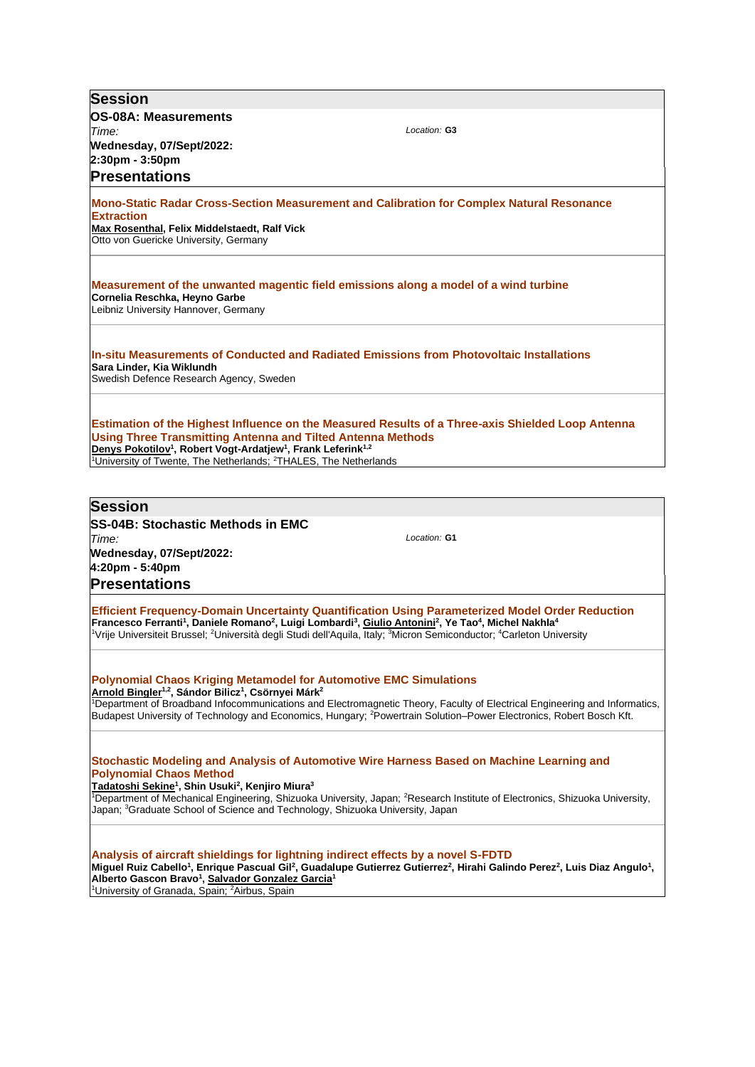## Session

**OS-08A: Measurements**

*Time:* **Wednesday, 07/Sept/2022: 2:30pm - 3:50pm**

*Location:* **G3**

### Presentations

**Mono-Static Radar Cross-Section Measurement and Calibration for Complex Natural Resonance Extraction**

**Max Rosenthal, Felix Middelstaedt, Ralf Vick**

Otto von Guericke University, Germany

**Measurement of the unwanted magentic field emissions along a model of a wind turbine**

**Cornelia Reschka, Heyno Garbe**

Leibniz University Hannover, Germany

**In-situ Measurements of Conducted and Radiated Emissions from Photovoltaic Installations**

**Sara Linder, Kia Wiklundh**

Swedish Defence Research Agency, Sweden

**Estimation of the Highest Influence on the Measured Results of a Three-axis Shielded Loop Antenna Using Three Transmitting Antenna and Tilted Antenna Methods**

**Denys Pokotilov[1], Robert Vogt-Ardatjew[1], Frank Leferink[1,2]**

[1]University of Twente, The Netherlands; [2]THALES, The Netherlands

## Session

**SS-04B: Stochastic Methods in EMC**

*Time:* **Wednesday, 07/Sept/2022: 4:20pm - 5:40pm**

*Location:* **G1**

### Presentations

**Efficient Frequency-Domain Uncertainty Quantification Using Parameterized Model Order Reduction**

**Francesco Ferranti[1], Daniele Romano[2], Luigi Lombardi[3], Giulio Antonini[2], Ye Tao[4], Michel Nakhla[4]**

[1]Vrije Universiteit Brussel; [2]Università degli Studi dell'Aquila, Italy; [3]Micron Semiconductor; [4]Carleton University

**Polynomial Chaos Kriging Metamodel for Automotive EMC Simulations**

**Arnold Bingler[1,2], Sándor Bilicz[1], Csörnyei Márk[2]**

[1]Department of Broadband Infocommunications and Electromagnetic Theory, Faculty of Electrical Engineering and Informatics, Budapest University of Technology and Economics, Hungary; [2]Powertrain Solution–Power Electronics, Robert Bosch Kft.

**Stochastic Modeling and Analysis of Automotive Wire Harness Based on Machine Learning and Polynomial Chaos Method**

**Tadatoshi Sekine[1], Shin Usuki[2], Kenjiro Miura[3]**

[1]Department of Mechanical Engineering, Shizuoka University, Japan; [2]Research Institute of Electronics, Shizuoka University, Japan; [3]Graduate School of Science and Technology, Shizuoka University, Japan

**Analysis of aircraft shieldings for lightning indirect effects by a novel S-FDTD**

**Miguel Ruiz Cabello[1], Enrique Pascual Gil[2], Guadalupe Gutierrez Gutierrez[2], Hirahi Galindo Perez[2], Luis Diaz Angulo[1], Alberto Gascon Bravo[1], Salvador Gonzalez Garcia[1]**

[1]University of Granada, Spain; [2]Airbus, Spain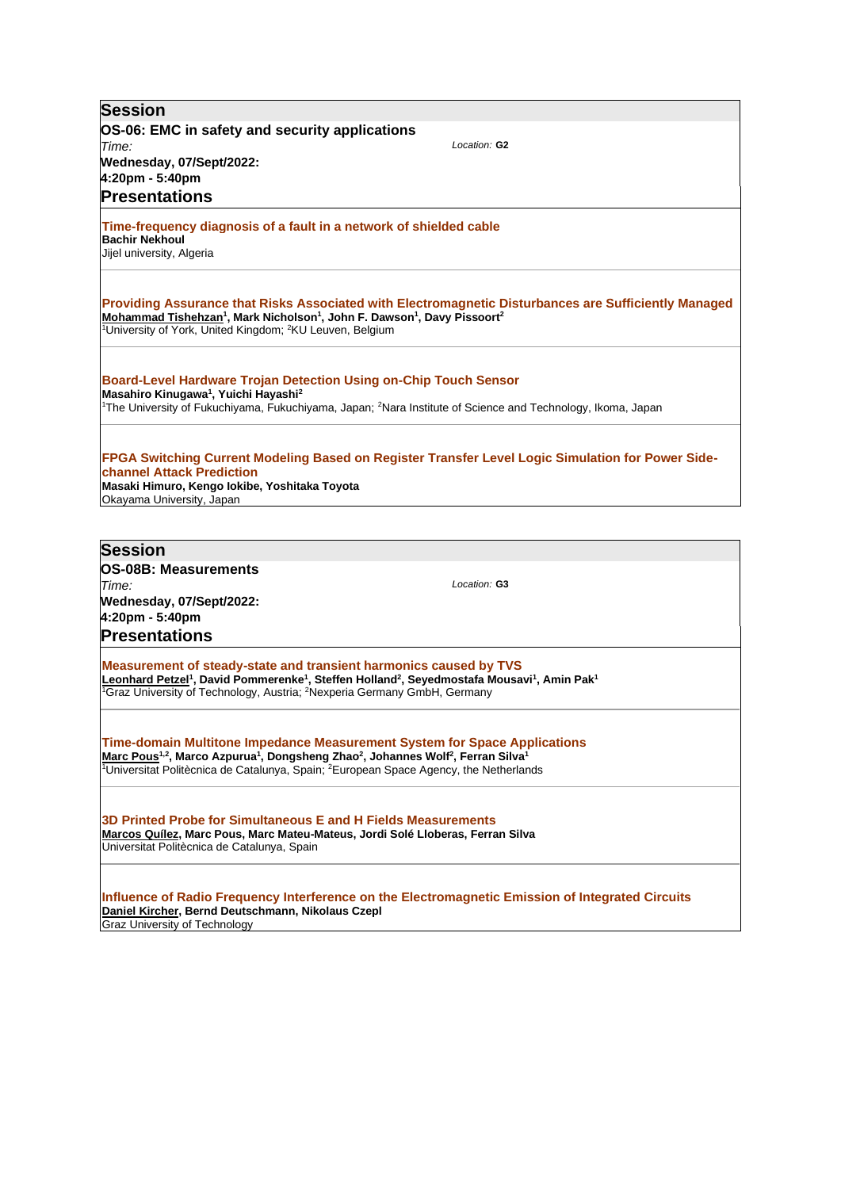## Session

**OS-06: EMC in safety and security applications**

*Time:* **Wednesday, 07/Sept/2022: 4:20pm - 5:40pm**

*Location:* **G2**

### Presentations

**Time-frequency diagnosis of a fault in a network of shielded cable**

**Bachir Nekhoul**

Jijel university, Algeria

**Providing Assurance that Risks Associated with Electromagnetic Disturbances are Sufficiently Managed**

**Mohammad Tishehzan[1], Mark Nicholson[1], John F. Dawson[1], Davy Pissoort[2]**

[1]University of York, United Kingdom; [2]KU Leuven, Belgium

**Board-Level Hardware Trojan Detection Using on-Chip Touch Sensor**

**Masahiro Kinugawa[1], Yuichi Hayashi[2]**

[1]The University of Fukuchiyama, Fukuchiyama, Japan; [2]Nara Institute of Science and Technology, Ikoma, Japan

**FPGA Switching Current Modeling Based on Register Transfer Level Logic Simulation for Power Side-channel Attack Prediction**

**Masaki Himuro, Kengo Iokibe, Yoshitaka Toyota**

Okayama University, Japan

## Session

**OS-08B: Measurements**

*Time:* **Wednesday, 07/Sept/2022: 4:20pm - 5:40pm**

*Location:* **G3**

### Presentations

**Measurement of steady-state and transient harmonics caused by TVS**

**Leonhard Petzel[1], David Pommerenke[1], Steffen Holland[2], Seyedmostafa Mousavi[1], Amin Pak[1]**

[1]Graz University of Technology, Austria; [2]Nexperia Germany GmbH, Germany

**Time-domain Multitone Impedance Measurement System for Space Applications**

**Marc Pous[1,2], Marco Azpurua[1], Dongsheng Zhao[2], Johannes Wolf[2], Ferran Silva[1]**

[1]Universitat Politècnica de Catalunya, Spain; [2]European Space Agency, the Netherlands

**3D Printed Probe for Simultaneous E and H Fields Measurements**

**Marcos Quílez, Marc Pous, Marc Mateu-Mateus, Jordi Solé Lloberas, Ferran Silva**

Universitat Politècnica de Catalunya, Spain

**Influence of Radio Frequency Interference on the Electromagnetic Emission of Integrated Circuits**

**Daniel Kircher, Bernd Deutschmann, Nikolaus Czepl**

Graz University of Technology